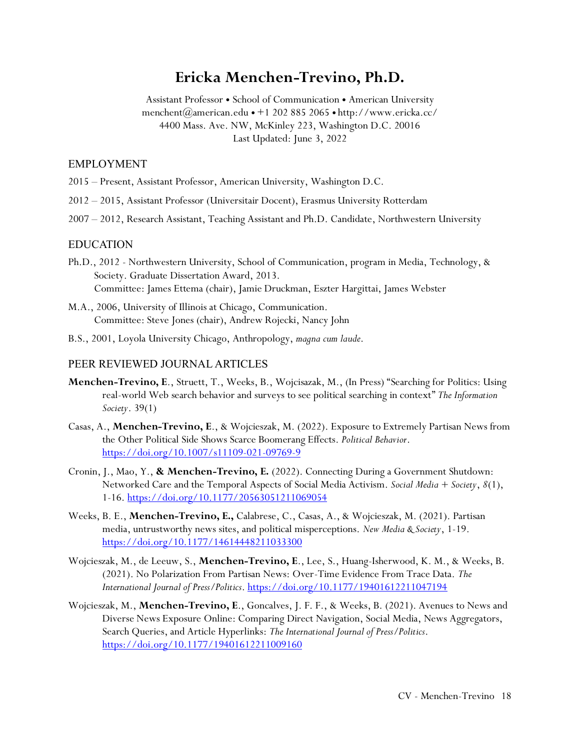# Ericka Menchen-Trevino, Ph.D.

Assistant Professor • School of Communication • American University
menchent@american.edu • +1 202 885 2065 • http://www.ericka.cc/
4400 Mass. Ave. NW, McKinley 223, Washington D.C. 20016
Last Updated: June 3, 2022

## EMPLOYMENT

2015 – Present, Assistant Professor, American University, Washington D.C.

2012 – 2015, Assistant Professor (Universitair Docent), Erasmus University Rotterdam

2007 – 2012, Research Assistant, Teaching Assistant and Ph.D. Candidate, Northwestern University

## EDUCATION

Ph.D., 2012 - Northwestern University, School of Communication, program in Media, Technology, & Society. Graduate Dissertation Award, 2013.
Committee: James Ettema (chair), Jamie Druckman, Eszter Hargittai, James Webster

M.A., 2006, University of Illinois at Chicago, Communication.
Committee: Steve Jones (chair), Andrew Rojecki, Nancy John

B.S., 2001, Loyola University Chicago, Anthropology, *magna cum laude*.

## PEER REVIEWED JOURNAL ARTICLES

**Menchen-Trevino, E**., Struett, T., Weeks, B., Wojcisazak, M., (In Press) "Searching for Politics: Using real-world Web search behavior and surveys to see political searching in context" *The Information Society*. 39(1)

Casas, A., **Menchen-Trevino, E**., & Wojcieszak, M. (2022). Exposure to Extremely Partisan News from the Other Political Side Shows Scarce Boomerang Effects. *Political Behavior*. https://doi.org/10.1007/s11109-021-09769-9

Cronin, J., Mao, Y., **& Menchen-Trevino, E.** (2022). Connecting During a Government Shutdown: Networked Care and the Temporal Aspects of Social Media Activism. *Social Media + Society*, *8*(1), 1-16. https://doi.org/10.1177/20563051211069054

Weeks, B. E., **Menchen-Trevino, E.,** Calabrese, C., Casas, A., & Wojcieszak, M. (2021). Partisan media, untrustworthy news sites, and political misperceptions. *New Media & Society*, 1-19. https://doi.org/10.1177/14614448211033300

Wojcieszak, M., de Leeuw, S., **Menchen-Trevino, E**., Lee, S., Huang-Isherwood, K. M., & Weeks, B. (2021). No Polarization From Partisan News: Over-Time Evidence From Trace Data. *The International Journal of Press/Politics*. https://doi.org/10.1177/19401612211047194

Wojcieszak, M., **Menchen-Trevino, E**., Goncalves, J. F. F., & Weeks, B. (2021). Avenues to News and Diverse News Exposure Online: Comparing Direct Navigation, Social Media, News Aggregators, Search Queries, and Article Hyperlinks: *The International Journal of Press/Politics*. https://doi.org/10.1177/19401612211009160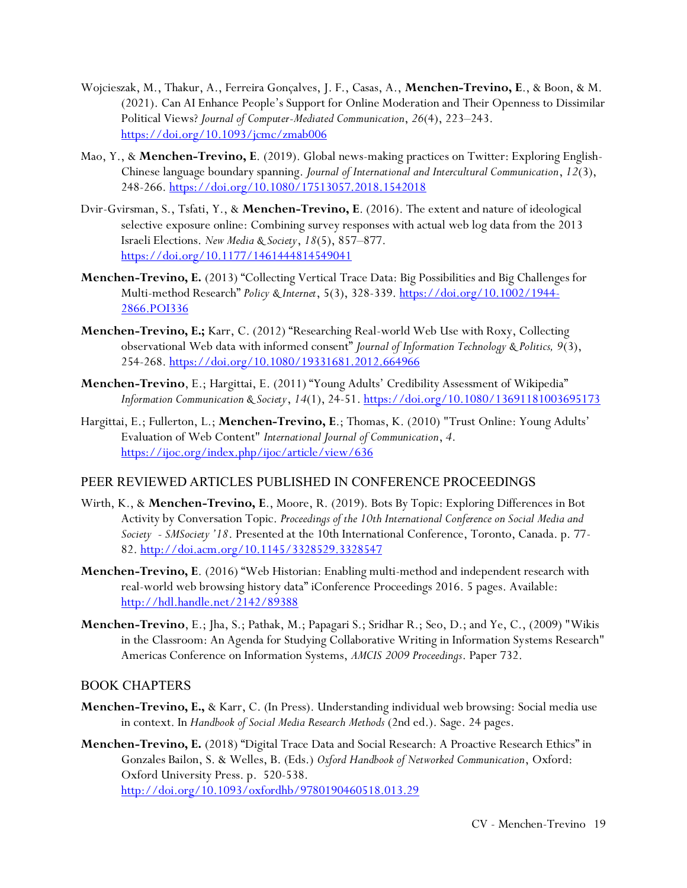Wojcieszak, M., Thakur, A., Ferreira Gonçalves, J. F., Casas, A., **Menchen-Trevino, E**., & Boon, & M. (2021). Can AI Enhance People's Support for Online Moderation and Their Openness to Dissimilar Political Views? *Journal of Computer-Mediated Communication*, *26*(4), 223–243. https://doi.org/10.1093/jcmc/zmab006

Mao, Y., & **Menchen-Trevino, E**. (2019). Global news-making practices on Twitter: Exploring English-Chinese language boundary spanning. *Journal of International and Intercultural Communication*, *12*(3), 248-266. https://doi.org/10.1080/17513057.2018.1542018

Dvir-Gvirsman, S., Tsfati, Y., & **Menchen-Trevino, E**. (2016). The extent and nature of ideological selective exposure online: Combining survey responses with actual web log data from the 2013 Israeli Elections. *New Media & Society*, *18*(5), 857–877. https://doi.org/10.1177/1461444814549041

**Menchen-Trevino, E.** (2013) "Collecting Vertical Trace Data: Big Possibilities and Big Challenges for Multi-method Research" *Policy & Internet*, 5(3), 328-339. https://doi.org/10.1002/1944-2866.POI336

**Menchen-Trevino, E.;** Karr, C. (2012) "Researching Real-world Web Use with Roxy, Collecting observational Web data with informed consent" *Journal of Information Technology & Politics, 9*(3), 254-268. https://doi.org/10.1080/19331681.2012.664966

**Menchen-Trevino**, E.; Hargittai, E. (2011) "Young Adults' Credibility Assessment of Wikipedia" *Information Communication & Society*, *14*(1), 24-51. https://doi.org/10.1080/13691181003695173

Hargittai, E.; Fullerton, L.; **Menchen-Trevino, E**.; Thomas, K. (2010) "Trust Online: Young Adults' Evaluation of Web Content" *International Journal of Communication*, *4*. https://ijoc.org/index.php/ijoc/article/view/636

## PEER REVIEWED ARTICLES PUBLISHED IN CONFERENCE PROCEEDINGS

Wirth, K., & **Menchen-Trevino, E**., Moore, R. (2019). Bots By Topic: Exploring Differences in Bot Activity by Conversation Topic. *Proceedings of the 10th International Conference on Social Media and Society - SMSociety '18*. Presented at the 10th International Conference, Toronto, Canada. p. 77-82. http://doi.acm.org/10.1145/3328529.3328547

**Menchen-Trevino, E**. (2016) "Web Historian: Enabling multi-method and independent research with real-world web browsing history data" iConference Proceedings 2016. 5 pages. Available: http://hdl.handle.net/2142/89388

**Menchen-Trevino**, E.; Jha, S.; Pathak, M.; Papagari S.; Sridhar R.; Seo, D.; and Ye, C., (2009) "Wikis in the Classroom: An Agenda for Studying Collaborative Writing in Information Systems Research" Americas Conference on Information Systems, *AMCIS 2009 Proceedings*. Paper 732.

## BOOK CHAPTERS

**Menchen-Trevino, E.,** & Karr, C. (In Press). Understanding individual web browsing: Social media use in context. In *Handbook of Social Media Research Methods* (2nd ed.). Sage. 24 pages.

**Menchen-Trevino, E.** (2018) "Digital Trace Data and Social Research: A Proactive Research Ethics" in Gonzales Bailon, S. & Welles, B. (Eds.) *Oxford Handbook of Networked Communication*, Oxford: Oxford University Press. p. 520-538. http://doi.org/10.1093/oxfordhb/9780190460518.013.29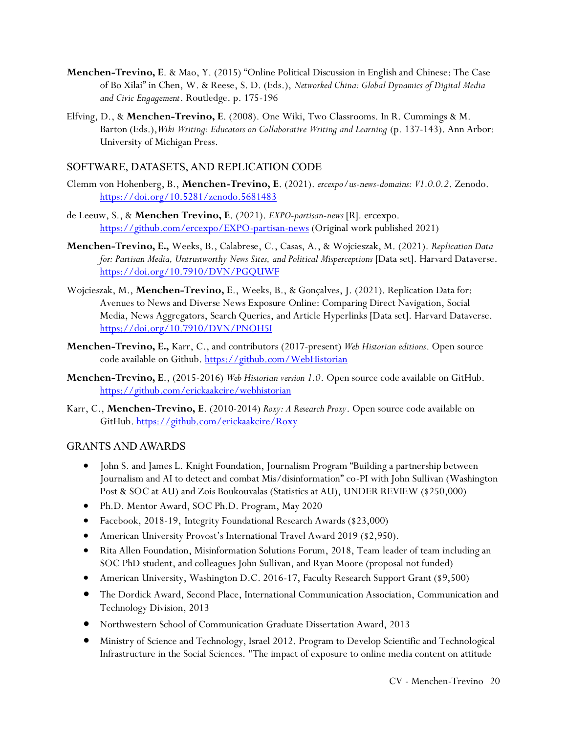**Menchen-Trevino, E**. & Mao, Y. (2015) "Online Political Discussion in English and Chinese: The Case of Bo Xilai" in Chen, W. & Reese, S. D. (Eds.), *Networked China: Global Dynamics of Digital Media and Civic Engagement*. Routledge. p. 175-196

Elfving, D., & **Menchen-Trevino, E**. (2008). One Wiki, Two Classrooms. In R. Cummings & M. Barton (Eds.),*Wiki Writing: Educators on Collaborative Writing and Learning* (p. 137-143). Ann Arbor: University of Michigan Press.

## SOFTWARE, DATASETS, AND REPLICATION CODE

Clemm von Hohenberg, B., **Menchen-Trevino, E**. (2021). *ercexpo/us-news-domains: V1.0.0.2*. Zenodo. https://doi.org/10.5281/zenodo.5681483

de Leeuw, S., & **Menchen Trevino, E**. (2021). *EXPO-partisan-news* [R]. ercexpo. https://github.com/ercexpo/EXPO-partisan-news (Original work published 2021)

**Menchen-Trevino, E.,** Weeks, B., Calabrese, C., Casas, A., & Wojcieszak, M. (2021). *Replication Data for: Partisan Media, Untrustworthy News Sites, and Political Misperceptions* [Data set]. Harvard Dataverse. https://doi.org/10.7910/DVN/PGQUWF

Wojcieszak, M., **Menchen-Trevino, E**., Weeks, B., & Gonçalves, J. (2021). Replication Data for: Avenues to News and Diverse News Exposure Online: Comparing Direct Navigation, Social Media, News Aggregators, Search Queries, and Article Hyperlinks [Data set]. Harvard Dataverse. https://doi.org/10.7910/DVN/PNOH5I

**Menchen-Trevino, E.,** Karr, C., and contributors (2017-present) *Web Historian editions*. Open source code available on Github. https://github.com/WebHistorian

**Menchen-Trevino, E**., (2015-2016) *Web Historian version 1.0*. Open source code available on GitHub. https://github.com/erickaakcire/webhistorian

Karr, C., **Menchen-Trevino, E**. (2010-2014) *Roxy: A Research Proxy*. Open source code available on GitHub. https://github.com/erickaakcire/Roxy

## GRANTS AND AWARDS

- John S. and James L. Knight Foundation, Journalism Program "Building a partnership between Journalism and AI to detect and combat Mis/disinformation" co-PI with John Sullivan (Washington Post & SOC at AU) and Zois Boukouvalas (Statistics at AU), UNDER REVIEW ($250,000)
- Ph.D. Mentor Award, SOC Ph.D. Program, May 2020
- Facebook, 2018-19, Integrity Foundational Research Awards ($23,000)
- American University Provost's International Travel Award 2019 ($2,950).
- Rita Allen Foundation, Misinformation Solutions Forum, 2018, Team leader of team including an SOC PhD student, and colleagues John Sullivan, and Ryan Moore (proposal not funded)
- American University, Washington D.C. 2016-17, Faculty Research Support Grant ($9,500)
- The Dordick Award, Second Place, International Communication Association, Communication and Technology Division, 2013
- Northwestern School of Communication Graduate Dissertation Award, 2013
- Ministry of Science and Technology, Israel 2012. Program to Develop Scientific and Technological Infrastructure in the Social Sciences. "The impact of exposure to online media content on attitude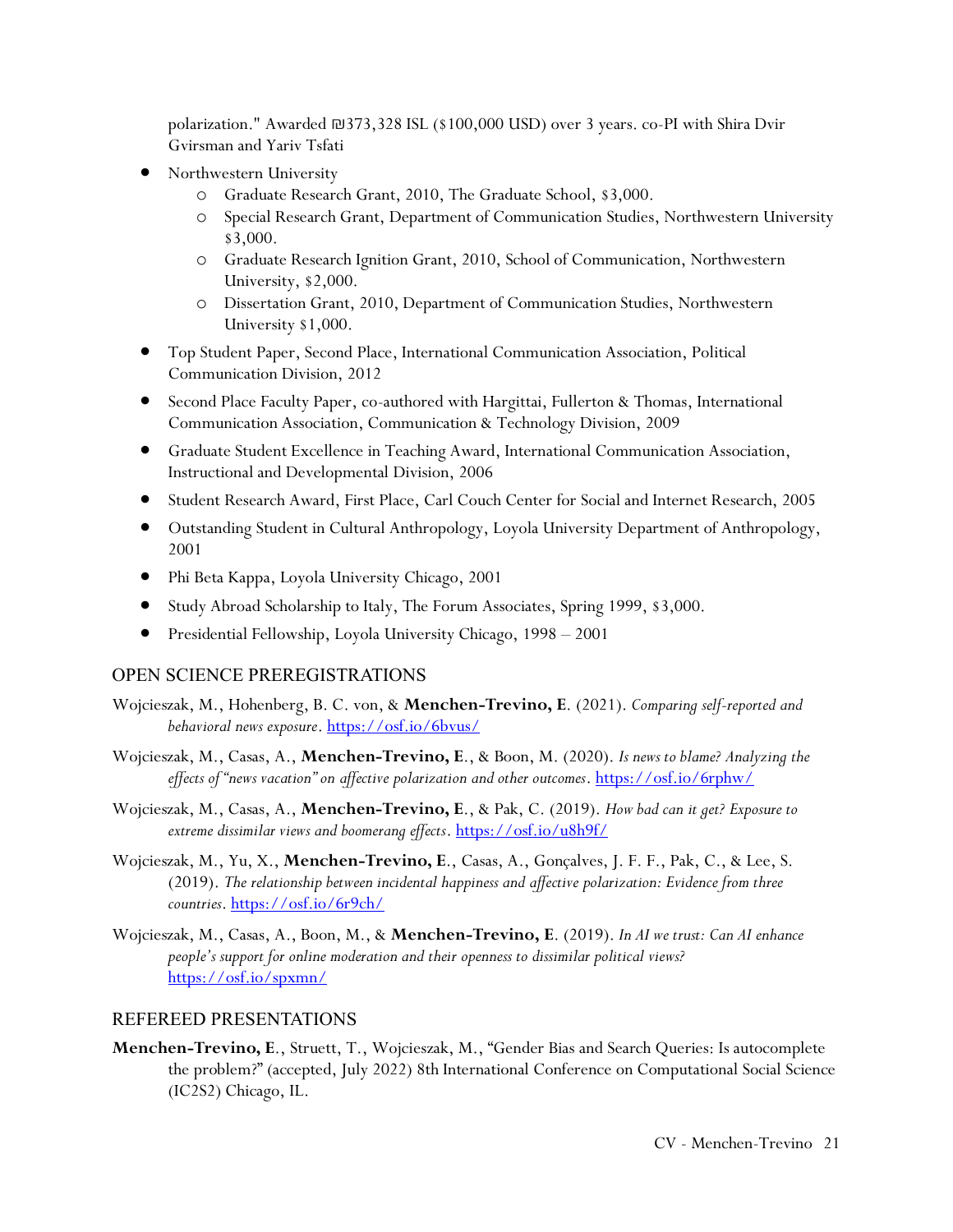polarization." Awarded ₪373,328 ISL ($100,000 USD) over 3 years. co-PI with Shira Dvir Gvirsman and Yariv Tsfati

- Northwestern University
    - Graduate Research Grant, 2010, The Graduate School, $3,000.
    - Special Research Grant, Department of Communication Studies, Northwestern University $3,000.
    - Graduate Research Ignition Grant, 2010, School of Communication, Northwestern University, $2,000.
    - Dissertation Grant, 2010, Department of Communication Studies, Northwestern University $1,000.
- Top Student Paper, Second Place, International Communication Association, Political Communication Division, 2012
- Second Place Faculty Paper, co-authored with Hargittai, Fullerton & Thomas, International Communication Association, Communication & Technology Division, 2009
- Graduate Student Excellence in Teaching Award, International Communication Association, Instructional and Developmental Division, 2006
- Student Research Award, First Place, Carl Couch Center for Social and Internet Research, 2005
- Outstanding Student in Cultural Anthropology, Loyola University Department of Anthropology, 2001
- Phi Beta Kappa, Loyola University Chicago, 2001
- Study Abroad Scholarship to Italy, The Forum Associates, Spring 1999, $3,000.
- Presidential Fellowship, Loyola University Chicago, 1998 – 2001

## OPEN SCIENCE PREREGISTRATIONS

Wojcieszak, M., Hohenberg, B. C. von, & **Menchen-Trevino, E**. (2021). *Comparing self-reported and behavioral news exposure*. https://osf.io/6bvus/

Wojcieszak, M., Casas, A., **Menchen-Trevino, E**., & Boon, M. (2020). *Is news to blame? Analyzing the effects of "news vacation" on affective polarization and other outcomes*. https://osf.io/6rphw/

Wojcieszak, M., Casas, A., **Menchen-Trevino, E**., & Pak, C. (2019). *How bad can it get? Exposure to extreme dissimilar views and boomerang effects*. https://osf.io/u8h9f/

Wojcieszak, M., Yu, X., **Menchen-Trevino, E**., Casas, A., Gonçalves, J. F. F., Pak, C., & Lee, S. (2019). *The relationship between incidental happiness and affective polarization: Evidence from three countries*. https://osf.io/6r9ch/

Wojcieszak, M., Casas, A., Boon, M., & **Menchen-Trevino, E**. (2019). *In AI we trust: Can AI enhance people's support for online moderation and their openness to dissimilar political views?* https://osf.io/spxmn/

## REFEREED PRESENTATIONS

**Menchen-Trevino, E**., Struett, T., Wojcieszak, M., "Gender Bias and Search Queries: Is autocomplete the problem?" (accepted, July 2022) 8th International Conference on Computational Social Science (IC2S2) Chicago, IL.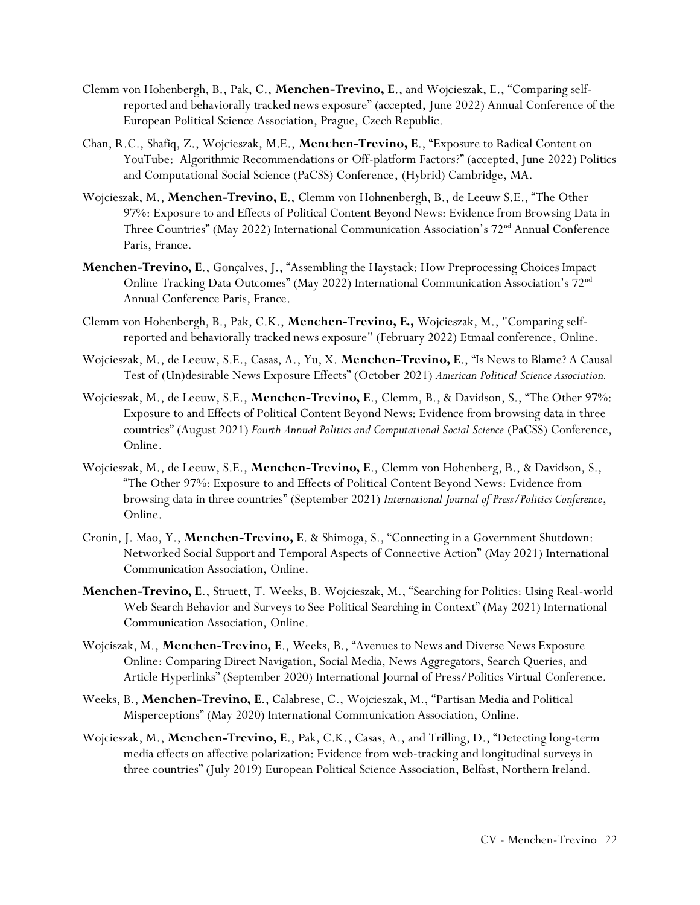Clemm von Hohenbergh, B., Pak, C., **Menchen-Trevino, E**., and Wojcieszak, E., "Comparing self-reported and behaviorally tracked news exposure" (accepted, June 2022) Annual Conference of the European Political Science Association, Prague, Czech Republic.

Chan, R.C., Shafiq, Z., Wojcieszak, M.E., **Menchen-Trevino, E**., "Exposure to Radical Content on YouTube: Algorithmic Recommendations or Off-platform Factors?" (accepted, June 2022) Politics and Computational Social Science (PaCSS) Conference, (Hybrid) Cambridge, MA.

Wojcieszak, M., **Menchen-Trevino, E**., Clemm von Hohnenbergh, B., de Leeuw S.E., "The Other 97%: Exposure to and Effects of Political Content Beyond News: Evidence from Browsing Data in Three Countries" (May 2022) International Communication Association's 72nd Annual Conference Paris, France.

**Menchen-Trevino, E**., Gonçalves, J., "Assembling the Haystack: How Preprocessing Choices Impact Online Tracking Data Outcomes" (May 2022) International Communication Association's 72nd Annual Conference Paris, France.

Clemm von Hohenbergh, B., Pak, C.K., **Menchen-Trevino, E.,** Wojcieszak, M., "Comparing self-reported and behaviorally tracked news exposure" (February 2022) Etmaal conference, Online.

Wojcieszak, M., de Leeuw, S.E., Casas, A., Yu, X. **Menchen-Trevino, E**., "Is News to Blame? A Causal Test of (Un)desirable News Exposure Effects" (October 2021) *American Political Science Association.*

Wojcieszak, M., de Leeuw, S.E., **Menchen-Trevino, E**., Clemm, B., & Davidson, S., "The Other 97%: Exposure to and Effects of Political Content Beyond News: Evidence from browsing data in three countries" (August 2021) *Fourth Annual Politics and Computational Social Science* (PaCSS) Conference, Online.

Wojcieszak, M., de Leeuw, S.E., **Menchen-Trevino, E**., Clemm von Hohenberg, B., & Davidson, S., "The Other 97%: Exposure to and Effects of Political Content Beyond News: Evidence from browsing data in three countries" (September 2021) *International Journal of Press/Politics Conference*, Online.

Cronin, J. Mao, Y., **Menchen-Trevino, E**. & Shimoga, S., "Connecting in a Government Shutdown: Networked Social Support and Temporal Aspects of Connective Action" (May 2021) International Communication Association, Online.

**Menchen-Trevino, E**., Struett, T. Weeks, B. Wojcieszak, M., "Searching for Politics: Using Real-world Web Search Behavior and Surveys to See Political Searching in Context" (May 2021) International Communication Association, Online.

Wojciszak, M., **Menchen-Trevino, E**., Weeks, B., "Avenues to News and Diverse News Exposure Online: Comparing Direct Navigation, Social Media, News Aggregators, Search Queries, and Article Hyperlinks" (September 2020) International Journal of Press/Politics Virtual Conference.

Weeks, B., **Menchen-Trevino, E**., Calabrese, C., Wojcieszak, M., "Partisan Media and Political Misperceptions" (May 2020) International Communication Association, Online.

Wojcieszak, M., **Menchen-Trevino, E**., Pak, C.K., Casas, A., and Trilling, D., "Detecting long-term media effects on affective polarization: Evidence from web-tracking and longitudinal surveys in three countries" (July 2019) European Political Science Association, Belfast, Northern Ireland.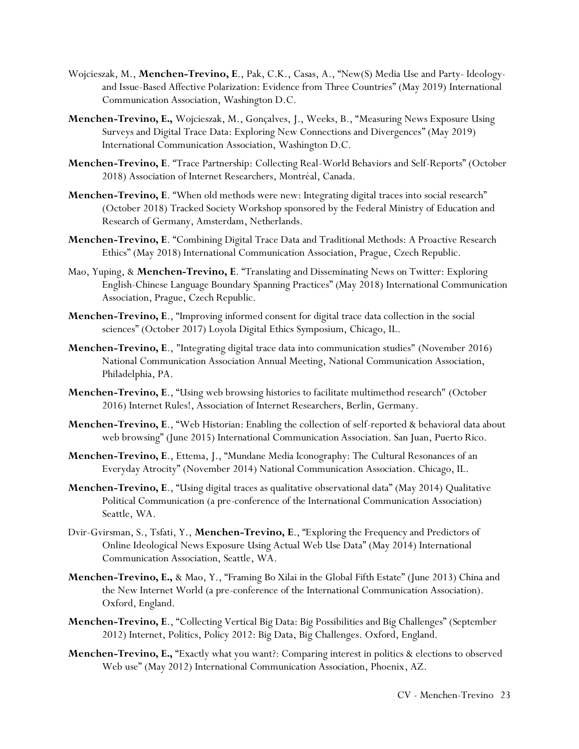Wojcieszak, M., **Menchen-Trevino, E**., Pak, C.K., Casas, A., "New(S) Media Use and Party- Ideology- and Issue-Based Affective Polarization: Evidence from Three Countries" (May 2019) International Communication Association, Washington D.C.

**Menchen-Trevino, E.,** Wojcieszak, M., Gonçalves, J., Weeks, B., "Measuring News Exposure Using Surveys and Digital Trace Data: Exploring New Connections and Divergences" (May 2019) International Communication Association, Washington D.C.

**Menchen-Trevino, E**. "Trace Partnership: Collecting Real-World Behaviors and Self-Reports" (October 2018) Association of Internet Researchers, Montréal, Canada.

**Menchen-Trevino, E**. "When old methods were new: Integrating digital traces into social research" (October 2018) Tracked Society Workshop sponsored by the Federal Ministry of Education and Research of Germany, Amsterdam, Netherlands.

**Menchen-Trevino, E**. "Combining Digital Trace Data and Traditional Methods: A Proactive Research Ethics" (May 2018) International Communication Association, Prague, Czech Republic.

Mao, Yuping, & **Menchen-Trevino, E**. "Translating and Disseminating News on Twitter: Exploring English-Chinese Language Boundary Spanning Practices" (May 2018) International Communication Association, Prague, Czech Republic.

**Menchen-Trevino, E**., "Improving informed consent for digital trace data collection in the social sciences" (October 2017) Loyola Digital Ethics Symposium, Chicago, IL.

**Menchen-Trevino, E**., "Integrating digital trace data into communication studies" (November 2016) National Communication Association Annual Meeting, National Communication Association, Philadelphia, PA.

**Menchen-Trevino, E**., "Using web browsing histories to facilitate multimethod research" (October 2016) Internet Rules!, Association of Internet Researchers, Berlin, Germany.

**Menchen-Trevino, E**., "Web Historian: Enabling the collection of self-reported & behavioral data about web browsing" (June 2015) International Communication Association. San Juan, Puerto Rico.

**Menchen-Trevino, E**., Ettema, J., "Mundane Media Iconography: The Cultural Resonances of an Everyday Atrocity" (November 2014) National Communication Association. Chicago, IL.

**Menchen-Trevino, E**., "Using digital traces as qualitative observational data" (May 2014) Qualitative Political Communication (a pre-conference of the International Communication Association) Seattle, WA.

Dvir-Gvirsman, S., Tsfati, Y., **Menchen-Trevino, E**., "Exploring the Frequency and Predictors of Online Ideological News Exposure Using Actual Web Use Data" (May 2014) International Communication Association, Seattle, WA.

**Menchen-Trevino, E.,** & Mao, Y., "Framing Bo Xilai in the Global Fifth Estate" (June 2013) China and the New Internet World (a pre-conference of the International Communication Association). Oxford, England.

**Menchen-Trevino, E**., "Collecting Vertical Big Data: Big Possibilities and Big Challenges" (September 2012) Internet, Politics, Policy 2012: Big Data, Big Challenges. Oxford, England.

**Menchen-Trevino, E.,** "Exactly what you want?: Comparing interest in politics & elections to observed Web use" (May 2012) International Communication Association, Phoenix, AZ.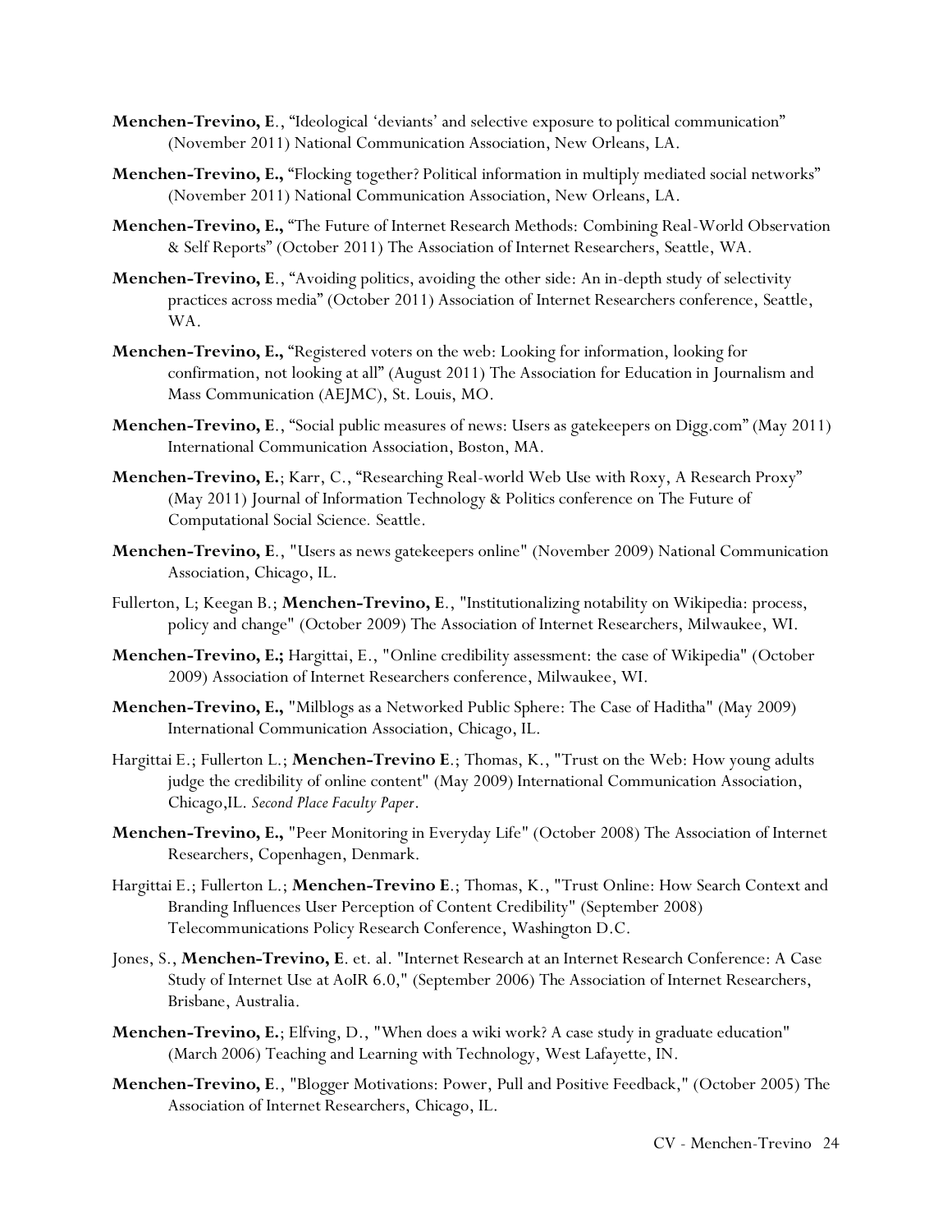**Menchen-Trevino, E**., "Ideological 'deviants' and selective exposure to political communication" (November 2011) National Communication Association, New Orleans, LA.

**Menchen-Trevino, E.,** "Flocking together? Political information in multiply mediated social networks" (November 2011) National Communication Association, New Orleans, LA.

**Menchen-Trevino, E.,** "The Future of Internet Research Methods: Combining Real-World Observation & Self Reports" (October 2011) The Association of Internet Researchers, Seattle, WA.

**Menchen-Trevino, E**., "Avoiding politics, avoiding the other side: An in-depth study of selectivity practices across media" (October 2011) Association of Internet Researchers conference, Seattle, WA.

**Menchen-Trevino, E.,** "Registered voters on the web: Looking for information, looking for confirmation, not looking at all" (August 2011) The Association for Education in Journalism and Mass Communication (AEJMC), St. Louis, MO.

**Menchen-Trevino, E**., "Social public measures of news: Users as gatekeepers on Digg.com" (May 2011) International Communication Association, Boston, MA.

**Menchen-Trevino, E.**; Karr, C., "Researching Real-world Web Use with Roxy, A Research Proxy" (May 2011) Journal of Information Technology & Politics conference on The Future of Computational Social Science. Seattle.

**Menchen-Trevino, E**., "Users as news gatekeepers online" (November 2009) National Communication Association, Chicago, IL.

Fullerton, L; Keegan B.; **Menchen-Trevino, E**., "Institutionalizing notability on Wikipedia: process, policy and change" (October 2009) The Association of Internet Researchers, Milwaukee, WI.

**Menchen-Trevino, E.;** Hargittai, E., "Online credibility assessment: the case of Wikipedia" (October 2009) Association of Internet Researchers conference, Milwaukee, WI.

**Menchen-Trevino, E.,** "Milblogs as a Networked Public Sphere: The Case of Haditha" (May 2009) International Communication Association, Chicago, IL.

Hargittai E.; Fullerton L.; **Menchen-Trevino E**.; Thomas, K., "Trust on the Web: How young adults judge the credibility of online content" (May 2009) International Communication Association, Chicago,IL. *Second Place Faculty Paper*.

**Menchen-Trevino, E.,** "Peer Monitoring in Everyday Life" (October 2008) The Association of Internet Researchers, Copenhagen, Denmark.

Hargittai E.; Fullerton L.; **Menchen-Trevino E**.; Thomas, K., "Trust Online: How Search Context and Branding Influences User Perception of Content Credibility" (September 2008) Telecommunications Policy Research Conference, Washington D.C.

Jones, S., **Menchen-Trevino, E**. et. al. "Internet Research at an Internet Research Conference: A Case Study of Internet Use at AoIR 6.0," (September 2006) The Association of Internet Researchers, Brisbane, Australia.

**Menchen-Trevino, E.**; Elfving, D., "When does a wiki work? A case study in graduate education" (March 2006) Teaching and Learning with Technology, West Lafayette, IN.

**Menchen-Trevino, E**., "Blogger Motivations: Power, Pull and Positive Feedback," (October 2005) The Association of Internet Researchers, Chicago, IL.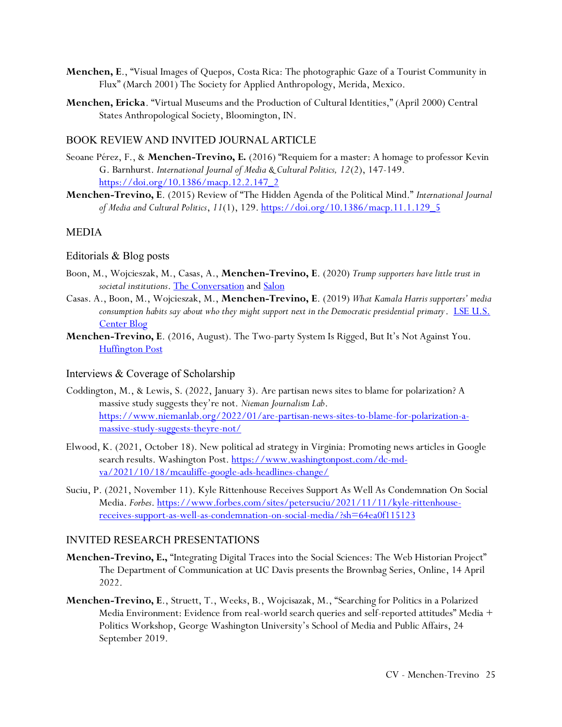**Menchen, E**., "Visual Images of Quepos, Costa Rica: The photographic Gaze of a Tourist Community in Flux" (March 2001) The Society for Applied Anthropology, Merida, Mexico.

**Menchen, Ericka**. "Virtual Museums and the Production of Cultural Identities," (April 2000) Central States Anthropological Society, Bloomington, IN.

## BOOK REVIEW AND INVITED JOURNAL ARTICLE

Seoane Pérez, F., & **Menchen-Trevino, E.** (2016) "Requiem for a master: A homage to professor Kevin G. Barnhurst. *International Journal of Media & Cultural Politics, 12*(2), 147-149. [https://doi.org/10.1386/macp.12.2.147_2](https://doi.org/10.1386/macp.12.2.147_2)

**Menchen-Trevino, E**. (2015) Review of "The Hidden Agenda of the Political Mind." *International Journal of Media and Cultural Politics*, *11*(1), 129. [https://doi.org/10.1386/macp.11.1.129_5](https://doi.org/10.1386/macp.11.1.129_5)

## MEDIA

### Editorials & Blog posts

Boon, M., Wojcieszak, M., Casas, A., **Menchen-Trevino, E**. (2020) *Trump supporters have little trust in societal institutions*. The Conversation and Salon

Casas. A., Boon, M., Wojcieszak, M., **Menchen-Trevino, E**. (2019) *What Kamala Harris supporters' media consumption habits say about who they might support next in the Democratic presidential primary*. LSE U.S. Center Blog

**Menchen-Trevino, E**. (2016, August). The Two-party System Is Rigged, But It's Not Against You. Huffington Post

### Interviews & Coverage of Scholarship

Coddington, M., & Lewis, S. (2022, January 3). Are partisan news sites to blame for polarization? A massive study suggests they're not. *Nieman Journalism Lab*. [https://www.niemanlab.org/2022/01/are-partisan-news-sites-to-blame-for-polarization-a-massive-study-suggests-theyre-not/](https://www.niemanlab.org/2022/01/are-partisan-news-sites-to-blame-for-polarization-a-massive-study-suggests-theyre-not/)

Elwood, K. (2021, October 18). New political ad strategy in Virginia: Promoting news articles in Google search results. Washington Post. [https://www.washingtonpost.com/dc-md-va/2021/10/18/mcauliffe-google-ads-headlines-change/](https://www.washingtonpost.com/dc-md-va/2021/10/18/mcauliffe-google-ads-headlines-change/)

Suciu, P. (2021, November 11). Kyle Rittenhouse Receives Support As Well As Condemnation On Social Media. *Forbes*. [https://www.forbes.com/sites/petersuciu/2021/11/11/kyle-rittenhouse-receives-support-as-well-as-condemnation-on-social-media/?sh=64ea0f115123](https://www.forbes.com/sites/petersuciu/2021/11/11/kyle-rittenhouse-receives-support-as-well-as-condemnation-on-social-media/?sh=64ea0f115123)

## INVITED RESEARCH PRESENTATIONS

**Menchen-Trevino, E.,** "Integrating Digital Traces into the Social Sciences: The Web Historian Project" The Department of Communication at UC Davis presents the Brownbag Series, Online, 14 April 2022.

**Menchen-Trevino, E**., Struett, T., Weeks, B., Wojcisazak, M., "Searching for Politics in a Polarized Media Environment: Evidence from real-world search queries and self-reported attitudes" Media + Politics Workshop, George Washington University's School of Media and Public Affairs, 24 September 2019.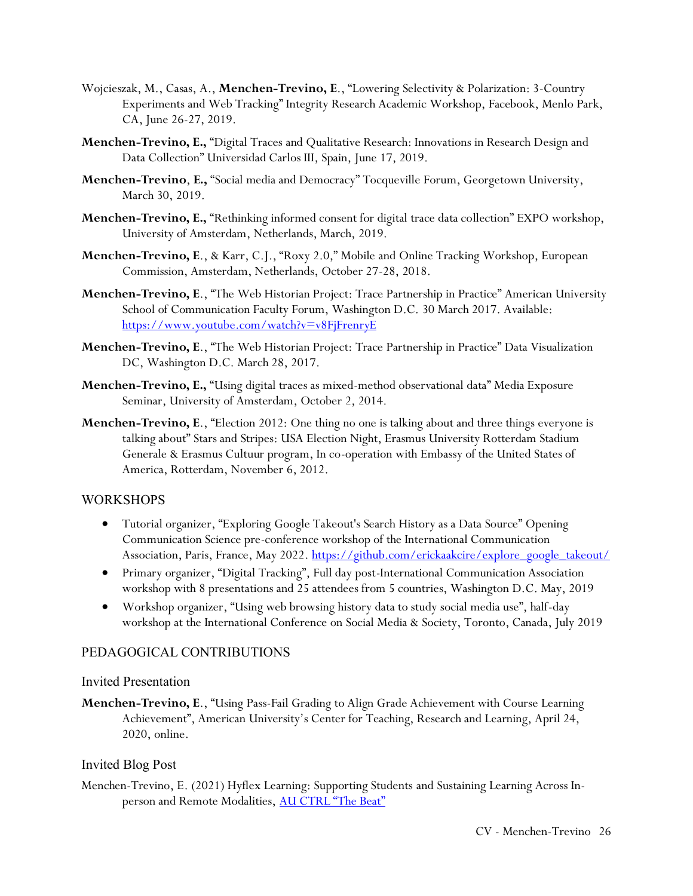Wojcieszak, M., Casas, A., **Menchen-Trevino, E**., "Lowering Selectivity & Polarization: 3-Country Experiments and Web Tracking" Integrity Research Academic Workshop, Facebook, Menlo Park, CA, June 26-27, 2019.

**Menchen-Trevino, E.,** "Digital Traces and Qualitative Research: Innovations in Research Design and Data Collection" Universidad Carlos III, Spain, June 17, 2019.

**Menchen-Trevino**, **E.,** "Social media and Democracy" Tocqueville Forum, Georgetown University, March 30, 2019.

**Menchen-Trevino, E.,** "Rethinking informed consent for digital trace data collection" EXPO workshop, University of Amsterdam, Netherlands, March, 2019.

**Menchen-Trevino, E**., & Karr, C.J., "Roxy 2.0," Mobile and Online Tracking Workshop, European Commission, Amsterdam, Netherlands, October 27-28, 2018.

**Menchen-Trevino, E**., "The Web Historian Project: Trace Partnership in Practice" American University School of Communication Faculty Forum, Washington D.C. 30 March 2017. Available: [https://www.youtube.com/watch?v=v8FjFrenryE](https://www.youtube.com/watch?v=v8FjFrenryE)

**Menchen-Trevino, E**., "The Web Historian Project: Trace Partnership in Practice" Data Visualization DC, Washington D.C. March 28, 2017.

**Menchen-Trevino, E.,** "Using digital traces as mixed-method observational data" Media Exposure Seminar, University of Amsterdam, October 2, 2014.

**Menchen-Trevino, E**., "Election 2012: One thing no one is talking about and three things everyone is talking about" Stars and Stripes: USA Election Night, Erasmus University Rotterdam Stadium Generale & Erasmus Cultuur program, In co-operation with Embassy of the United States of America, Rotterdam, November 6, 2012.

## WORKSHOPS

- Tutorial organizer, "Exploring Google Takeout's Search History as a Data Source" Opening Communication Science pre-conference workshop of the International Communication Association, Paris, France, May 2022. [https://github.com/erickaakcire/explore_google_takeout/](https://github.com/erickaakcire/explore_google_takeout/)
- Primary organizer, "Digital Tracking", Full day post-International Communication Association workshop with 8 presentations and 25 attendees from 5 countries, Washington D.C. May, 2019
- Workshop organizer, "Using web browsing history data to study social media use", half-day workshop at the International Conference on Social Media & Society, Toronto, Canada, July 2019

## PEDAGOGICAL CONTRIBUTIONS

### Invited Presentation

**Menchen-Trevino, E**., "Using Pass-Fail Grading to Align Grade Achievement with Course Learning Achievement", American University's Center for Teaching, Research and Learning, April 24, 2020, online.

### Invited Blog Post

Menchen-Trevino, E. (2021) Hyflex Learning: Supporting Students and Sustaining Learning Across In-person and Remote Modalities, AU CTRL "The Beat"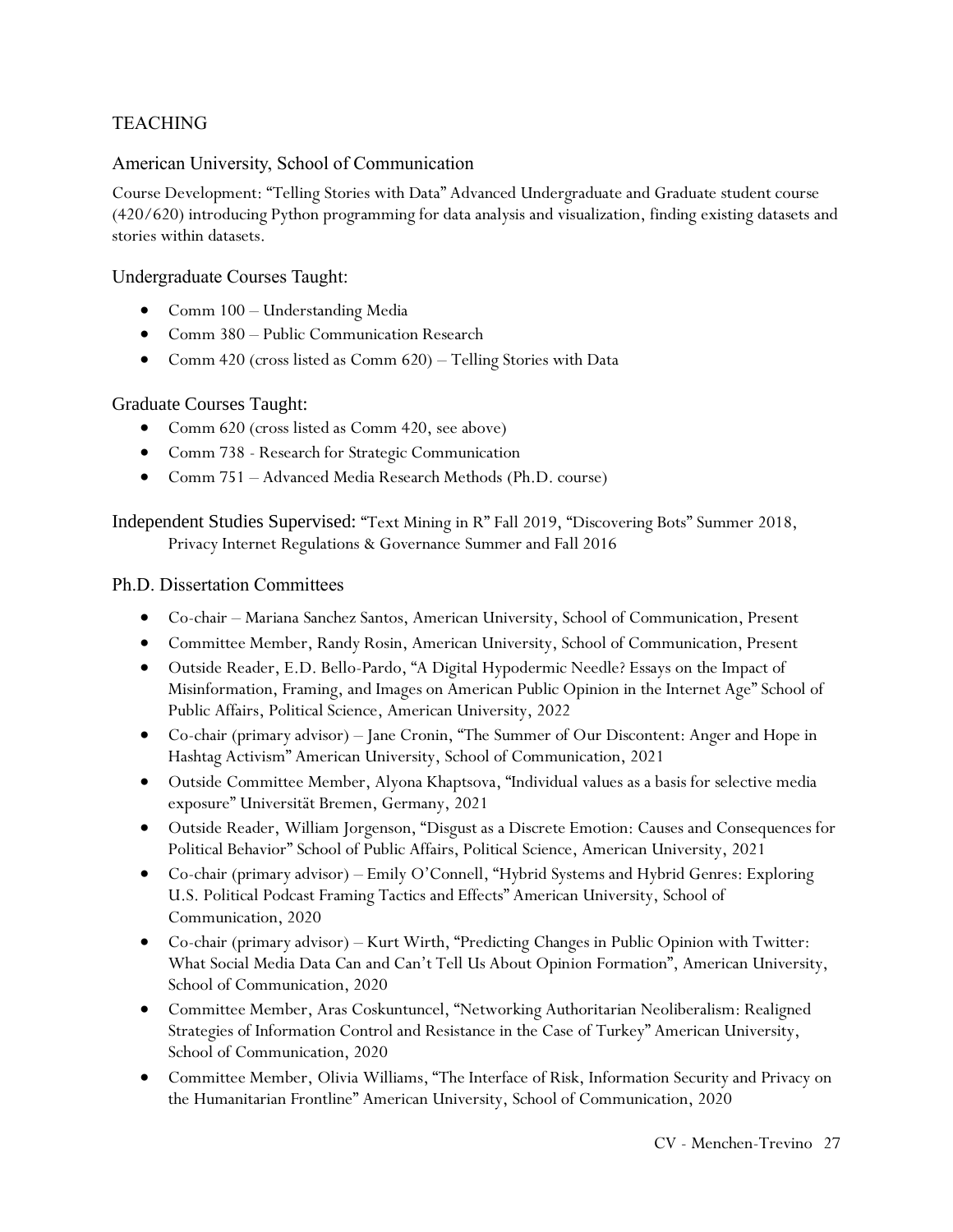# TEACHING

## American University, School of Communication

Course Development: "Telling Stories with Data" Advanced Undergraduate and Graduate student course (420/620) introducing Python programming for data analysis and visualization, finding existing datasets and stories within datasets.

### Undergraduate Courses Taught:

- Comm 100 – Understanding Media
- Comm 380 – Public Communication Research
- Comm 420 (cross listed as Comm 620) – Telling Stories with Data

### Graduate Courses Taught:

- Comm 620 (cross listed as Comm 420, see above)
- Comm 738 - Research for Strategic Communication
- Comm 751 – Advanced Media Research Methods (Ph.D. course)

Independent Studies Supervised: "Text Mining in R" Fall 2019, "Discovering Bots" Summer 2018, Privacy Internet Regulations & Governance Summer and Fall 2016

### Ph.D. Dissertation Committees

- Co-chair – Mariana Sanchez Santos, American University, School of Communication, Present
- Committee Member, Randy Rosin, American University, School of Communication, Present
- Outside Reader, E.D. Bello-Pardo, "A Digital Hypodermic Needle? Essays on the Impact of Misinformation, Framing, and Images on American Public Opinion in the Internet Age" School of Public Affairs, Political Science, American University, 2022
- Co-chair (primary advisor) – Jane Cronin, "The Summer of Our Discontent: Anger and Hope in Hashtag Activism" American University, School of Communication, 2021
- Outside Committee Member, Alyona Khaptsova, "Individual values as a basis for selective media exposure" Universität Bremen, Germany, 2021
- Outside Reader, William Jorgenson, "Disgust as a Discrete Emotion: Causes and Consequences for Political Behavior" School of Public Affairs, Political Science, American University, 2021
- Co-chair (primary advisor) – Emily O'Connell, "Hybrid Systems and Hybrid Genres: Exploring U.S. Political Podcast Framing Tactics and Effects" American University, School of Communication, 2020
- Co-chair (primary advisor) – Kurt Wirth, "Predicting Changes in Public Opinion with Twitter: What Social Media Data Can and Can't Tell Us About Opinion Formation", American University, School of Communication, 2020
- Committee Member, Aras Coskuntuncel, "Networking Authoritarian Neoliberalism: Realigned Strategies of Information Control and Resistance in the Case of Turkey" American University, School of Communication, 2020
- Committee Member, Olivia Williams, "The Interface of Risk, Information Security and Privacy on the Humanitarian Frontline" American University, School of Communication, 2020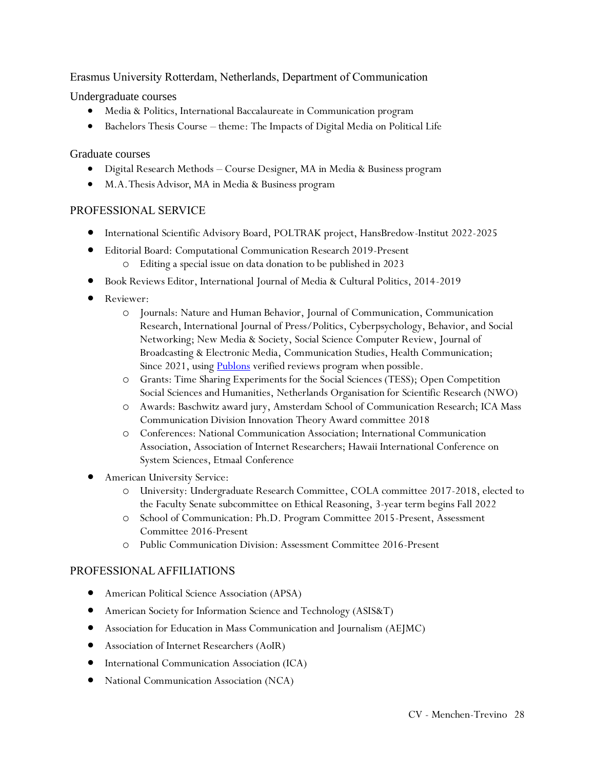### Erasmus University Rotterdam, Netherlands, Department of Communication

#### Undergraduate courses

- Media & Politics, International Baccalaureate in Communication program
- Bachelors Thesis Course – theme: The Impacts of Digital Media on Political Life

#### Graduate courses

- Digital Research Methods – Course Designer, MA in Media & Business program
- M.A. Thesis Advisor, MA in Media & Business program

## PROFESSIONAL SERVICE

- International Scientific Advisory Board, POLTRAK project, HansBredow-Institut 2022-2025
- Editorial Board: Computational Communication Research 2019-Present
  - Editing a special issue on data donation to be published in 2023
- Book Reviews Editor, International Journal of Media & Cultural Politics, 2014-2019
- Reviewer:
  - Journals: Nature and Human Behavior, Journal of Communication, Communication Research, International Journal of Press/Politics, Cyberpsychology, Behavior, and Social Networking; New Media & Society, Social Science Computer Review, Journal of Broadcasting & Electronic Media, Communication Studies, Health Communication; Since 2021, using Publons verified reviews program when possible.
  - Grants: Time Sharing Experiments for the Social Sciences (TESS); Open Competition Social Sciences and Humanities, Netherlands Organisation for Scientific Research (NWO)
  - Awards: Baschwitz award jury, Amsterdam School of Communication Research; ICA Mass Communication Division Innovation Theory Award committee 2018
  - Conferences: National Communication Association; International Communication Association, Association of Internet Researchers; Hawaii International Conference on System Sciences, Etmaal Conference
- American University Service:
  - University: Undergraduate Research Committee, COLA committee 2017-2018, elected to the Faculty Senate subcommittee on Ethical Reasoning, 3-year term begins Fall 2022
  - School of Communication: Ph.D. Program Committee 2015-Present, Assessment Committee 2016-Present
  - Public Communication Division: Assessment Committee 2016-Present

## PROFESSIONAL AFFILIATIONS

- American Political Science Association (APSA)
- American Society for Information Science and Technology (ASIS&T)
- Association for Education in Mass Communication and Journalism (AEJMC)
- Association of Internet Researchers (AoIR)
- International Communication Association (ICA)
- National Communication Association (NCA)